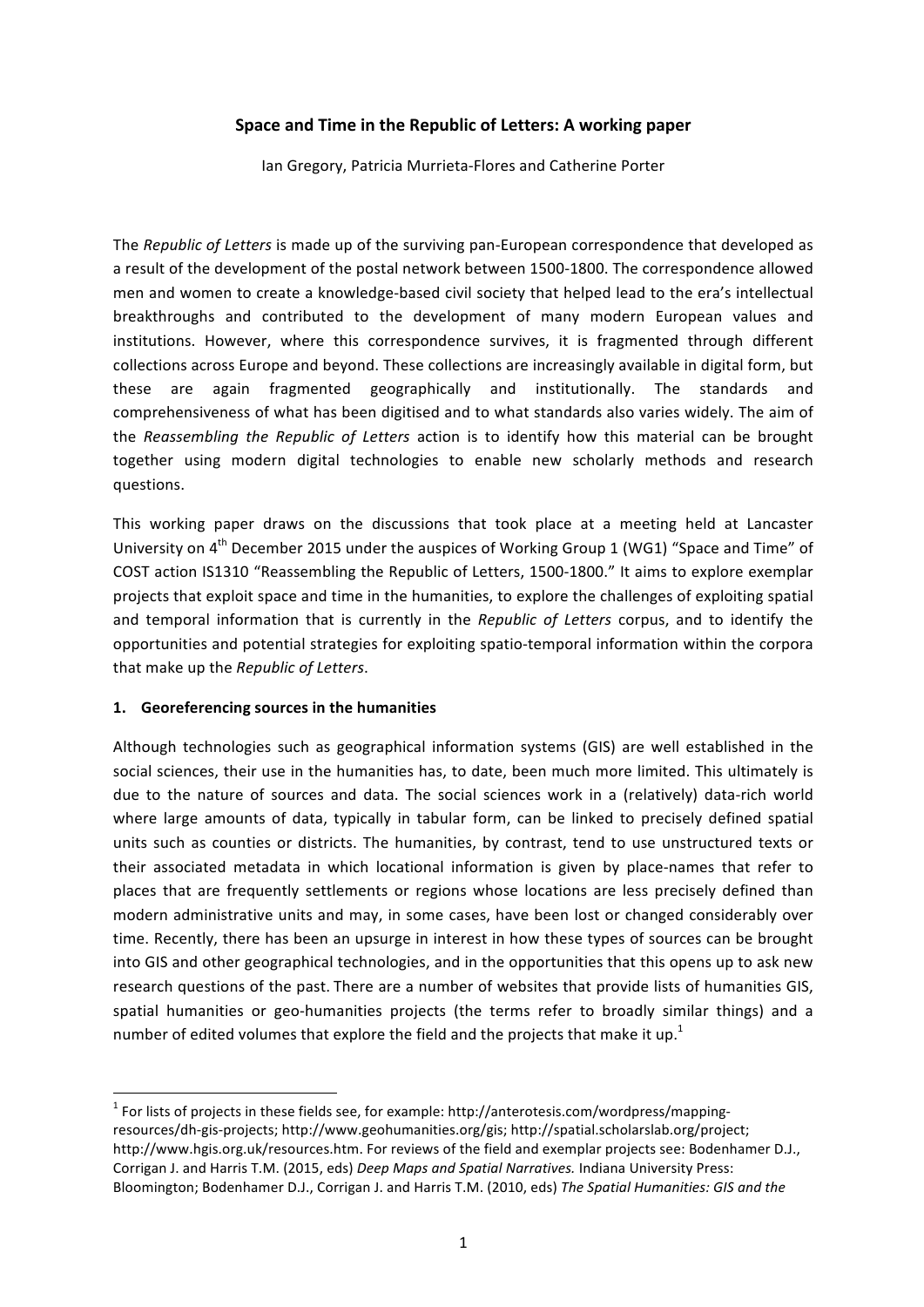# Space and Time in the Republic of Letters: A working paper

Ian Gregory, Patricia Murrieta-Flores and Catherine Porter

The *Republic of Letters* is made up of the surviving pan-European correspondence that developed as a result of the development of the postal network between 1500-1800. The correspondence allowed men and women to create a knowledge-based civil society that helped lead to the era's intellectual breakthroughs and contributed to the development of many modern European values and institutions. However, where this correspondence survives, it is fragmented through different collections across Europe and beyond. These collections are increasingly available in digital form, but these are again fragmented geographically and institutionally. The standards and comprehensiveness of what has been digitised and to what standards also varies widely. The aim of the *Reassembling the Republic of Letters* action is to identify how this material can be brought together using modern digital technologies to enable new scholarly methods and research questions.

This working paper draws on the discussions that took place at a meeting held at Lancaster University on 4th December 2015 under the auspices of Working Group 1 (WG1) "Space and Time" of COST action IS1310 "Reassembling the Republic of Letters, 1500-1800." It aims to explore exemplar projects that exploit space and time in the humanities, to explore the challenges of exploiting spatial and temporal information that is currently in the *Republic of Letters* corpus, and to identify the opportunities and potential strategies for exploiting spatio-temporal information within the corpora that make up the *Republic of Letters*.

## 1. Georeferencing sources in the humanities

Although technologies such as geographical information systems (GIS) are well established in the social sciences, their use in the humanities has, to date, been much more limited. This ultimately is due to the nature of sources and data. The social sciences work in a (relatively) data-rich world where large amounts of data, typically in tabular form, can be linked to precisely defined spatial units such as counties or districts. The humanities, by contrast, tend to use unstructured texts or their associated metadata in which locational information is given by place-names that refer to places that are frequently settlements or regions whose locations are less precisely defined than modern administrative units and may, in some cases, have been lost or changed considerably over time. Recently, there has been an upsurge in interest in how these types of sources can be brought into GIS and other geographical technologies, and in the opportunities that this opens up to ask new research questions of the past. There are a number of websites that provide lists of humanities GIS, spatial humanities or geo-humanities projects (the terms refer to broadly similar things) and a number of edited volumes that explore the field and the projects that make it up.[1]

---

[1] For lists of projects in these fields see, for example: http://anterotesis.com/wordpress/mapping-resources/dh-gis-projects; http://www.geohumanities.org/gis; http://spatial.scholarslab.org/project; http://www.hgis.org.uk/resources.htm. For reviews of the field and exemplar projects see: Bodenhamer D.J., Corrigan J. and Harris T.M. (2015, eds) *Deep Maps and Spatial Narratives.* Indiana University Press: Bloomington; Bodenhamer D.J., Corrigan J. and Harris T.M. (2010, eds) *The Spatial Humanities: GIS and the*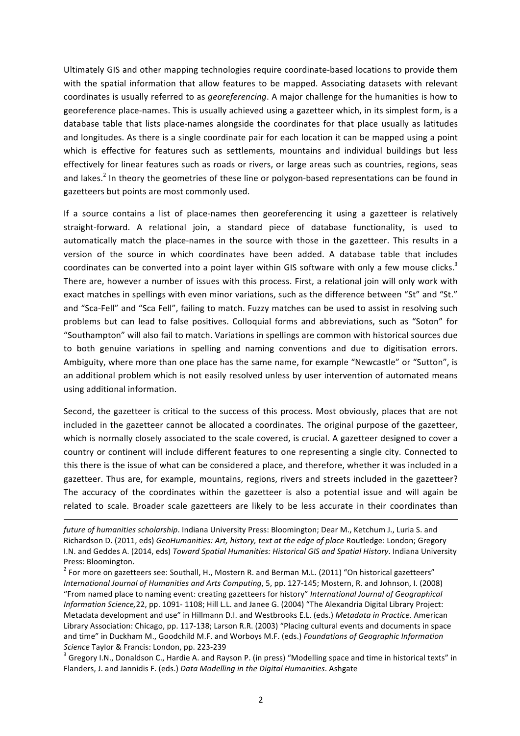Ultimately GIS and other mapping technologies require coordinate-based locations to provide them with the spatial information that allow features to be mapped. Associating datasets with relevant coordinates is usually referred to as *georeferencing*. A major challenge for the humanities is how to georeference place-names. This is usually achieved using a gazetteer which, in its simplest form, is a database table that lists place-names alongside the coordinates for that place usually as latitudes and longitudes. As there is a single coordinate pair for each location it can be mapped using a point which is effective for features such as settlements, mountains and individual buildings but less effectively for linear features such as roads or rivers, or large areas such as countries, regions, seas and lakes.[2] In theory the geometries of these line or polygon-based representations can be found in gazetteers but points are most commonly used.

If a source contains a list of place-names then georeferencing it using a gazetteer is relatively straight-forward. A relational join, a standard piece of database functionality, is used to automatically match the place-names in the source with those in the gazetteer. This results in a version of the source in which coordinates have been added. A database table that includes coordinates can be converted into a point layer within GIS software with only a few mouse clicks.[3] There are, however a number of issues with this process. First, a relational join will only work with exact matches in spellings with even minor variations, such as the difference between "St" and "St." and "Sca-Fell" and "Sca Fell", failing to match. Fuzzy matches can be used to assist in resolving such problems but can lead to false positives. Colloquial forms and abbreviations, such as "Soton" for "Southampton" will also fail to match. Variations in spellings are common with historical sources due to both genuine variations in spelling and naming conventions and due to digitisation errors. Ambiguity, where more than one place has the same name, for example "Newcastle" or "Sutton", is an additional problem which is not easily resolved unless by user intervention of automated means using additional information.

Second, the gazetteer is critical to the success of this process. Most obviously, places that are not included in the gazetteer cannot be allocated a coordinates. The original purpose of the gazetteer, which is normally closely associated to the scale covered, is crucial. A gazetteer designed to cover a country or continent will include different features to one representing a single city. Connected to this there is the issue of what can be considered a place, and therefore, whether it was included in a gazetteer. Thus are, for example, mountains, regions, rivers and streets included in the gazetteer? The accuracy of the coordinates within the gazetteer is also a potential issue and will again be related to scale. Broader scale gazetteers are likely to be less accurate in their coordinates than

---

*future of humanities scholarship*. Indiana University Press: Bloomington; Dear M., Ketchum J., Luria S. and Richardson D. (2011, eds) *GeoHumanities: Art, history, text at the edge of place* Routledge: London; Gregory I.N. and Geddes A. (2014, eds) *Toward Spatial Humanities: Historical GIS and Spatial History*. Indiana University Press: Bloomington.

[2] For more on gazetteers see: Southall, H., Mostern R. and Berman M.L. (2011) "On historical gazetteers" *International Journal of Humanities and Arts Computing*, 5, pp. 127-145; Mostern, R. and Johnson, I. (2008) "From named place to naming event: creating gazetteers for history" *International Journal of Geographical Information Science,*22, pp. 1091- 1108; Hill L.L. and Janee G. (2004) "The Alexandria Digital Library Project: Metadata development and use" in Hillmann D.I. and Westbrooks E.L. (eds.) *Metadata in Practice*. American Library Association: Chicago, pp. 117-138; Larson R.R. (2003) "Placing cultural events and documents in space and time" in Duckham M., Goodchild M.F. and Worboys M.F. (eds.) *Foundations of Geographic Information Science* Taylor & Francis: London, pp. 223-239

[3] Gregory I.N., Donaldson C., Hardie A. and Rayson P. (in press) "Modelling space and time in historical texts" in Flanders, J. and Jannidis F. (eds.) *Data Modelling in the Digital Humanities*. Ashgate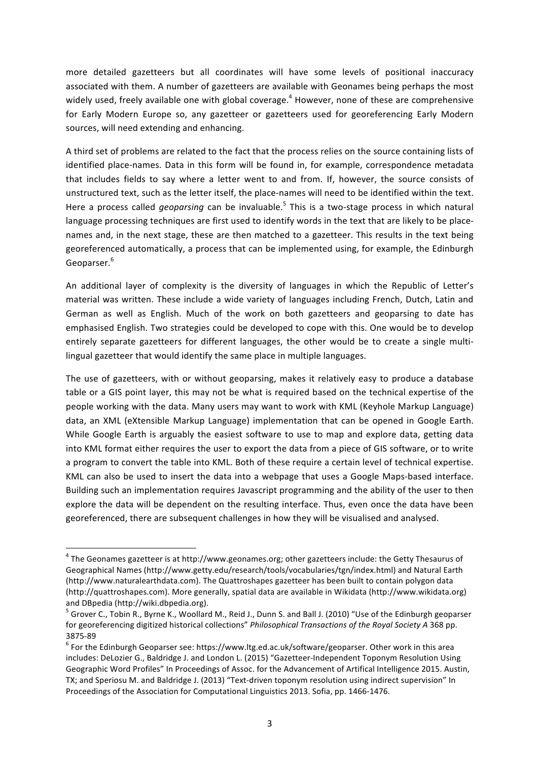more detailed gazetteers but all coordinates will have some levels of positional inaccuracy associated with them. A number of gazetteers are available with Geonames being perhaps the most widely used, freely available one with global coverage.[4] However, none of these are comprehensive for Early Modern Europe so, any gazetteer or gazetteers used for georeferencing Early Modern sources, will need extending and enhancing.

A third set of problems are related to the fact that the process relies on the source containing lists of identified place-names. Data in this form will be found in, for example, correspondence metadata that includes fields to say where a letter went to and from. If, however, the source consists of unstructured text, such as the letter itself, the place-names will need to be identified within the text. Here a process called *geoparsing* can be invaluable.[5] This is a two-stage process in which natural language processing techniques are first used to identify words in the text that are likely to be place-names and, in the next stage, these are then matched to a gazetteer. This results in the text being georeferenced automatically, a process that can be implemented using, for example, the Edinburgh Geoparser.[6]

An additional layer of complexity is the diversity of languages in which the Republic of Letter's material was written. These include a wide variety of languages including French, Dutch, Latin and German as well as English. Much of the work on both gazetteers and geoparsing to date has emphasised English. Two strategies could be developed to cope with this. One would be to develop entirely separate gazetteers for different languages, the other would be to create a single multi-lingual gazetteer that would identify the same place in multiple languages.

The use of gazetteers, with or without geoparsing, makes it relatively easy to produce a database table or a GIS point layer, this may not be what is required based on the technical expertise of the people working with the data. Many users may want to work with KML (Keyhole Markup Language) data, an XML (eXtensible Markup Language) implementation that can be opened in Google Earth. While Google Earth is arguably the easiest software to use to map and explore data, getting data into KML format either requires the user to export the data from a piece of GIS software, or to write a program to convert the table into KML. Both of these require a certain level of technical expertise. KML can also be used to insert the data into a webpage that uses a Google Maps-based interface. Building such an implementation requires Javascript programming and the ability of the user to then explore the data will be dependent on the resulting interface. Thus, even once the data have been georeferenced, there are subsequent challenges in how they will be visualised and analysed.

---

[4] The Geonames gazetteer is at http://www.geonames.org; other gazetteers include: the Getty Thesaurus of Geographical Names (http://www.getty.edu/research/tools/vocabularies/tgn/index.html) and Natural Earth (http://www.naturalearthdata.com). The Quattroshapes gazetteer has been built to contain polygon data (http://quattroshapes.com). More generally, spatial data are available in Wikidata (http://www.wikidata.org) and DBpedia (http://wiki.dbpedia.org).

[5] Grover C., Tobin R., Byrne K., Woollard M., Reid J., Dunn S. and Ball J. (2010) "Use of the Edinburgh geoparser for georeferencing digitized historical collections" *Philosophical Transactions of the Royal Society A* 368 pp. 3875-89

[6] For the Edinburgh Geoparser see: https://www.ltg.ed.ac.uk/software/geoparser. Other work in this area includes: DeLozier G., Baldridge J. and London L. (2015) "Gazetteer-Independent Toponym Resolution Using Geographic Word Profiles" In Proceedings of Assoc. for the Advancement of Artifical Intelligence 2015. Austin, TX; and Speriosu M. and Baldridge J. (2013) "Text-driven toponym resolution using indirect supervision" In Proceedings of the Association for Computational Linguistics 2013. Sofia, pp. 1466-1476.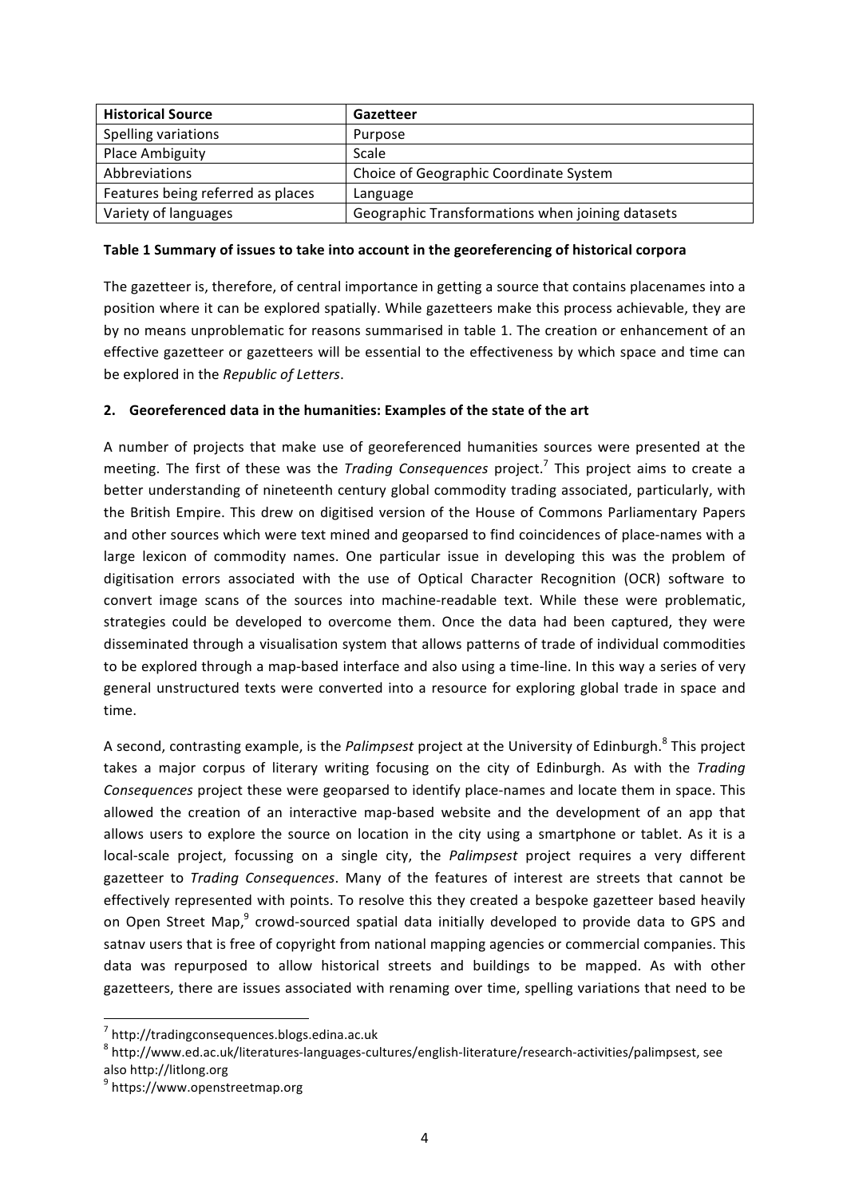| Historical Source | Gazetteer |
|---|---|
| Spelling variations | Purpose |
| Place Ambiguity | Scale |
| Abbreviations | Choice of Geographic Coordinate System |
| Features being referred as places | Language |
| Variety of languages | Geographic Transformations when joining datasets |

**Table 1 Summary of issues to take into account in the georeferencing of historical corpora**

The gazetteer is, therefore, of central importance in getting a source that contains placenames into a position where it can be explored spatially. While gazetteers make this process achievable, they are by no means unproblematic for reasons summarised in table 1. The creation or enhancement of an effective gazetteer or gazetteers will be essential to the effectiveness by which space and time can be explored in the *Republic of Letters*.

## 2. Georeferenced data in the humanities: Examples of the state of the art

A number of projects that make use of georeferenced humanities sources were presented at the meeting. The first of these was the *Trading Consequences* project.[7] This project aims to create a better understanding of nineteenth century global commodity trading associated, particularly, with the British Empire. This drew on digitised version of the House of Commons Parliamentary Papers and other sources which were text mined and geoparsed to find coincidences of place-names with a large lexicon of commodity names. One particular issue in developing this was the problem of digitisation errors associated with the use of Optical Character Recognition (OCR) software to convert image scans of the sources into machine-readable text. While these were problematic, strategies could be developed to overcome them. Once the data had been captured, they were disseminated through a visualisation system that allows patterns of trade of individual commodities to be explored through a map-based interface and also using a time-line. In this way a series of very general unstructured texts were converted into a resource for exploring global trade in space and time.

A second, contrasting example, is the *Palimpsest* project at the University of Edinburgh.[8] This project takes a major corpus of literary writing focusing on the city of Edinburgh. As with the *Trading Consequences* project these were geoparsed to identify place-names and locate them in space. This allowed the creation of an interactive map-based website and the development of an app that allows users to explore the source on location in the city using a smartphone or tablet. As it is a local-scale project, focussing on a single city, the *Palimpsest* project requires a very different gazetteer to *Trading Consequences*. Many of the features of interest are streets that cannot be effectively represented with points. To resolve this they created a bespoke gazetteer based heavily on Open Street Map,[9] crowd-sourced spatial data initially developed to provide data to GPS and satnav users that is free of copyright from national mapping agencies or commercial companies. This data was repurposed to allow historical streets and buildings to be mapped. As with other gazetteers, there are issues associated with renaming over time, spelling variations that need to be

---

[7] http://tradingconsequences.blogs.edina.ac.uk

[8] http://www.ed.ac.uk/literatures-languages-cultures/english-literature/research-activities/palimpsest, see also http://litlong.org

[9] https://www.openstreetmap.org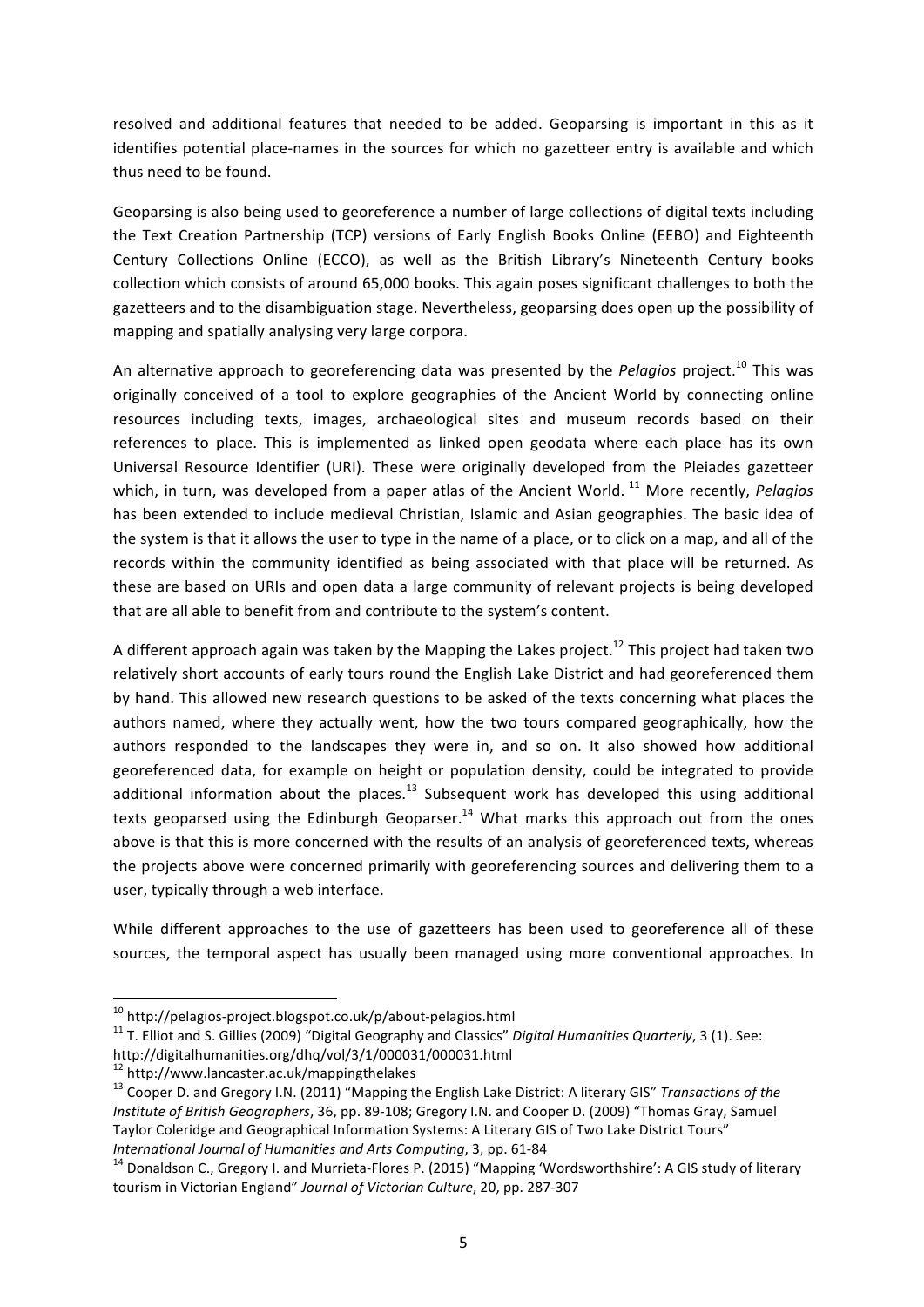resolved and additional features that needed to be added. Geoparsing is important in this as it identifies potential place-names in the sources for which no gazetteer entry is available and which thus need to be found.

Geoparsing is also being used to georeference a number of large collections of digital texts including the Text Creation Partnership (TCP) versions of Early English Books Online (EEBO) and Eighteenth Century Collections Online (ECCO), as well as the British Library's Nineteenth Century books collection which consists of around 65,000 books. This again poses significant challenges to both the gazetteers and to the disambiguation stage. Nevertheless, geoparsing does open up the possibility of mapping and spatially analysing very large corpora.

An alternative approach to georeferencing data was presented by the *Pelagios* project.[10] This was originally conceived of a tool to explore geographies of the Ancient World by connecting online resources including texts, images, archaeological sites and museum records based on their references to place. This is implemented as linked open geodata where each place has its own Universal Resource Identifier (URI). These were originally developed from the Pleiades gazetteer which, in turn, was developed from a paper atlas of the Ancient World.[11] More recently, *Pelagios* has been extended to include medieval Christian, Islamic and Asian geographies. The basic idea of the system is that it allows the user to type in the name of a place, or to click on a map, and all of the records within the community identified as being associated with that place will be returned. As these are based on URIs and open data a large community of relevant projects is being developed that are all able to benefit from and contribute to the system's content.

A different approach again was taken by the Mapping the Lakes project.[12] This project had taken two relatively short accounts of early tours round the English Lake District and had georeferenced them by hand. This allowed new research questions to be asked of the texts concerning what places the authors named, where they actually went, how the two tours compared geographically, how the authors responded to the landscapes they were in, and so on. It also showed how additional georeferenced data, for example on height or population density, could be integrated to provide additional information about the places.[13] Subsequent work has developed this using additional texts geoparsed using the Edinburgh Geoparser.[14] What marks this approach out from the ones above is that this is more concerned with the results of an analysis of georeferenced texts, whereas the projects above were concerned primarily with georeferencing sources and delivering them to a user, typically through a web interface.

While different approaches to the use of gazetteers has been used to georeference all of these sources, the temporal aspect has usually been managed using more conventional approaches. In

---

[10] http://pelagios-project.blogspot.co.uk/p/about-pelagios.html

[11] T. Elliot and S. Gillies (2009) "Digital Geography and Classics" *Digital Humanities Quarterly*, 3 (1). See: http://digitalhumanities.org/dhq/vol/3/1/000031/000031.html

[12] http://www.lancaster.ac.uk/mappingthelakes

[13] Cooper D. and Gregory I.N. (2011) "Mapping the English Lake District: A literary GIS" *Transactions of the Institute of British Geographers*, 36, pp. 89-108; Gregory I.N. and Cooper D. (2009) "Thomas Gray, Samuel Taylor Coleridge and Geographical Information Systems: A Literary GIS of Two Lake District Tours" *International Journal of Humanities and Arts Computing*, 3, pp. 61-84

[14] Donaldson C., Gregory I. and Murrieta-Flores P. (2015) "Mapping 'Wordsworthshire': A GIS study of literary tourism in Victorian England" *Journal of Victorian Culture*, 20, pp. 287-307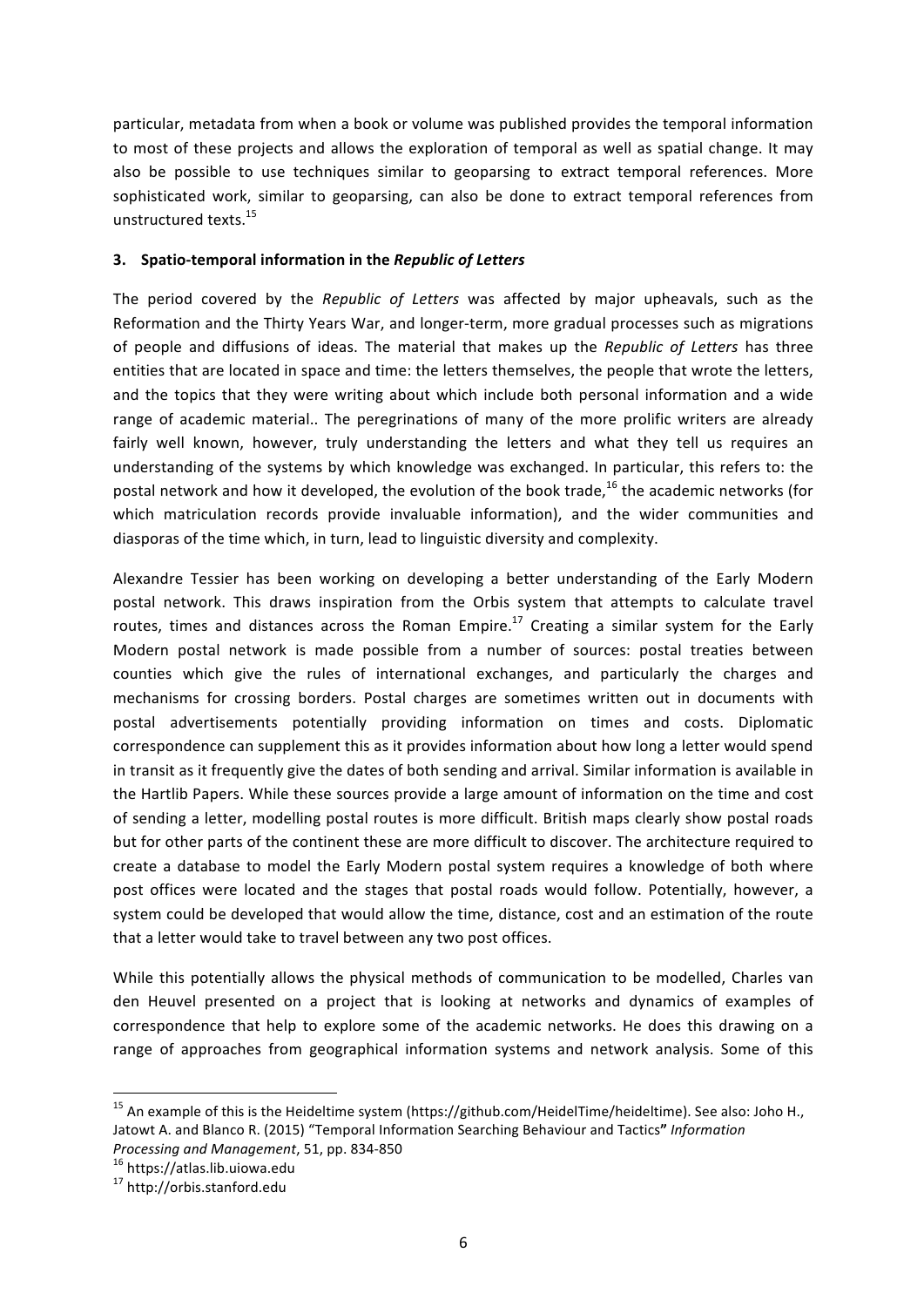particular, metadata from when a book or volume was published provides the temporal information to most of these projects and allows the exploration of temporal as well as spatial change. It may also be possible to use techniques similar to geoparsing to extract temporal references. More sophisticated work, similar to geoparsing, can also be done to extract temporal references from unstructured texts.[15]

### 3. Spatio-temporal information in the *Republic of Letters*

The period covered by the *Republic of Letters* was affected by major upheavals, such as the Reformation and the Thirty Years War, and longer-term, more gradual processes such as migrations of people and diffusions of ideas. The material that makes up the *Republic of Letters* has three entities that are located in space and time: the letters themselves, the people that wrote the letters, and the topics that they were writing about which include both personal information and a wide range of academic material.. The peregrinations of many of the more prolific writers are already fairly well known, however, truly understanding the letters and what they tell us requires an understanding of the systems by which knowledge was exchanged. In particular, this refers to: the postal network and how it developed, the evolution of the book trade,[16] the academic networks (for which matriculation records provide invaluable information), and the wider communities and diasporas of the time which, in turn, lead to linguistic diversity and complexity.

Alexandre Tessier has been working on developing a better understanding of the Early Modern postal network. This draws inspiration from the Orbis system that attempts to calculate travel routes, times and distances across the Roman Empire.[17] Creating a similar system for the Early Modern postal network is made possible from a number of sources: postal treaties between counties which give the rules of international exchanges, and particularly the charges and mechanisms for crossing borders. Postal charges are sometimes written out in documents with postal advertisements potentially providing information on times and costs. Diplomatic correspondence can supplement this as it provides information about how long a letter would spend in transit as it frequently give the dates of both sending and arrival. Similar information is available in the Hartlib Papers. While these sources provide a large amount of information on the time and cost of sending a letter, modelling postal routes is more difficult. British maps clearly show postal roads but for other parts of the continent these are more difficult to discover. The architecture required to create a database to model the Early Modern postal system requires a knowledge of both where post offices were located and the stages that postal roads would follow. Potentially, however, a system could be developed that would allow the time, distance, cost and an estimation of the route that a letter would take to travel between any two post offices.

While this potentially allows the physical methods of communication to be modelled, Charles van den Heuvel presented on a project that is looking at networks and dynamics of examples of correspondence that help to explore some of the academic networks. He does this drawing on a range of approaches from geographical information systems and network analysis. Some of this

---

[15] An example of this is the Heideltime system (https://github.com/HeidelTime/heideltime). See also: Joho H., Jatowt A. and Blanco R. (2015) "Temporal Information Searching Behaviour and Tactics" *Information Processing and Management*, 51, pp. 834-850

[16] https://atlas.lib.uiowa.edu

[17] http://orbis.stanford.edu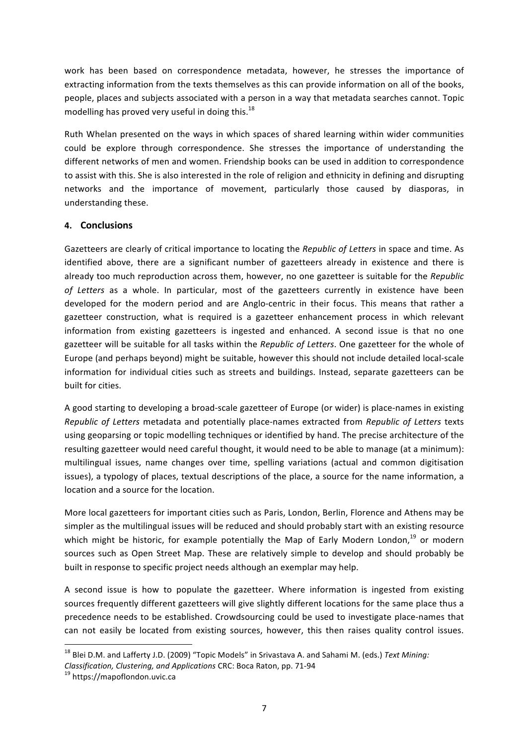work has been based on correspondence metadata, however, he stresses the importance of extracting information from the texts themselves as this can provide information on all of the books, people, places and subjects associated with a person in a way that metadata searches cannot. Topic modelling has proved very useful in doing this.[18]

Ruth Whelan presented on the ways in which spaces of shared learning within wider communities could be explore through correspondence. She stresses the importance of understanding the different networks of men and women. Friendship books can be used in addition to correspondence to assist with this. She is also interested in the role of religion and ethnicity in defining and disrupting networks and the importance of movement, particularly those caused by diasporas, in understanding these.

## 4. Conclusions

Gazetteers are clearly of critical importance to locating the *Republic of Letters* in space and time. As identified above, there are a significant number of gazetteers already in existence and there is already too much reproduction across them, however, no one gazetteer is suitable for the *Republic of Letters* as a whole. In particular, most of the gazetteers currently in existence have been developed for the modern period and are Anglo-centric in their focus. This means that rather a gazetteer construction, what is required is a gazetteer enhancement process in which relevant information from existing gazetteers is ingested and enhanced. A second issue is that no one gazetteer will be suitable for all tasks within the *Republic of Letters*. One gazetteer for the whole of Europe (and perhaps beyond) might be suitable, however this should not include detailed local-scale information for individual cities such as streets and buildings. Instead, separate gazetteers can be built for cities.

A good starting to developing a broad-scale gazetteer of Europe (or wider) is place-names in existing *Republic of Letters* metadata and potentially place-names extracted from *Republic of Letters* texts using geoparsing or topic modelling techniques or identified by hand. The precise architecture of the resulting gazetteer would need careful thought, it would need to be able to manage (at a minimum): multilingual issues, name changes over time, spelling variations (actual and common digitisation issues), a typology of places, textual descriptions of the place, a source for the name information, a location and a source for the location.

More local gazetteers for important cities such as Paris, London, Berlin, Florence and Athens may be simpler as the multilingual issues will be reduced and should probably start with an existing resource which might be historic, for example potentially the Map of Early Modern London,[19] or modern sources such as Open Street Map. These are relatively simple to develop and should probably be built in response to specific project needs although an exemplar may help.

A second issue is how to populate the gazetteer. Where information is ingested from existing sources frequently different gazetteers will give slightly different locations for the same place thus a precedence needs to be established. Crowdsourcing could be used to investigate place-names that can not easily be located from existing sources, however, this then raises quality control issues.

---

[18] Blei D.M. and Lafferty J.D. (2009) "Topic Models" in Srivastava A. and Sahami M. (eds.) *Text Mining: Classification, Clustering, and Applications* CRC: Boca Raton, pp. 71-94

[19] https://mapoflondon.uvic.ca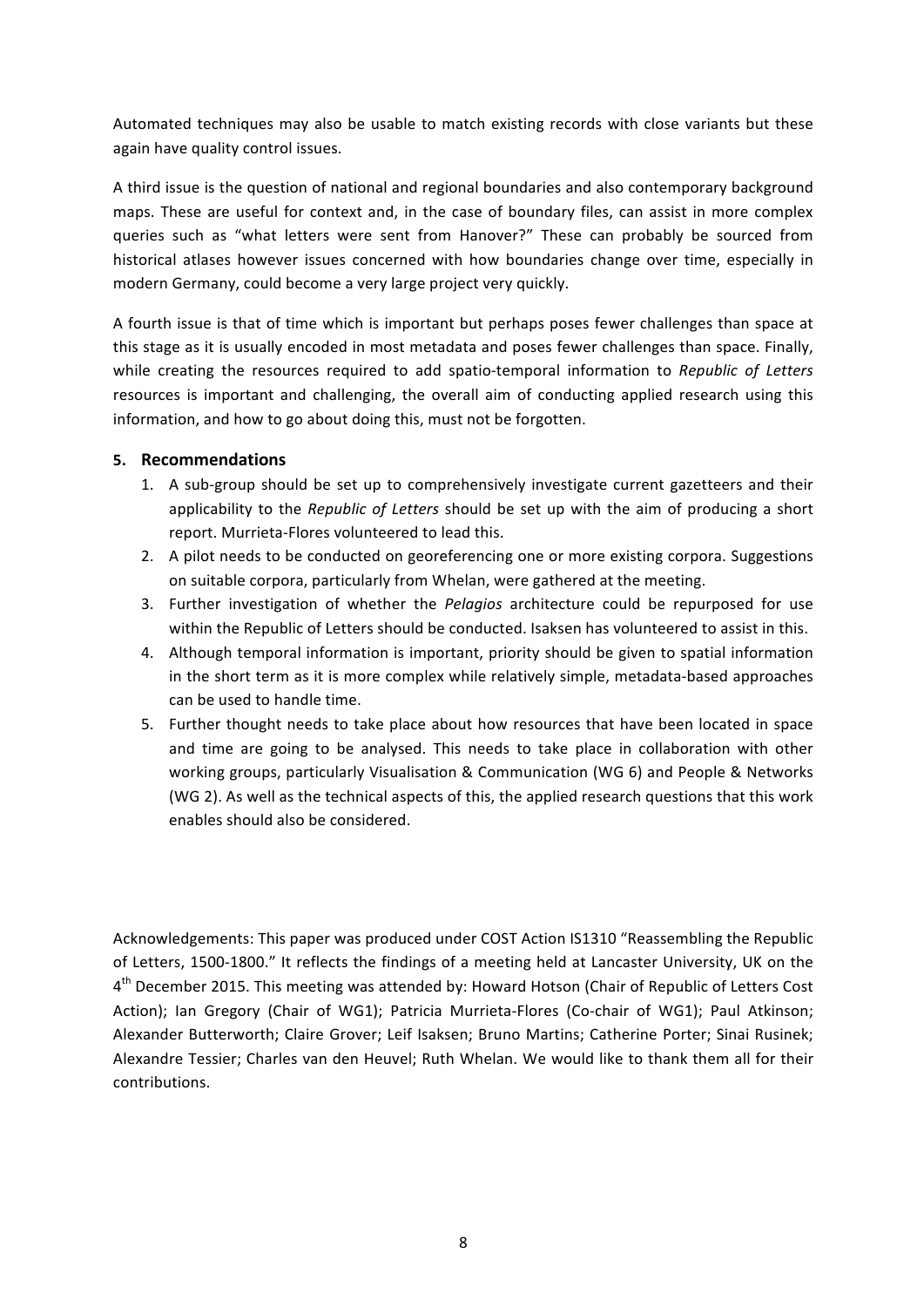Automated techniques may also be usable to match existing records with close variants but these again have quality control issues.

A third issue is the question of national and regional boundaries and also contemporary background maps. These are useful for context and, in the case of boundary files, can assist in more complex queries such as "what letters were sent from Hanover?" These can probably be sourced from historical atlases however issues concerned with how boundaries change over time, especially in modern Germany, could become a very large project very quickly.

A fourth issue is that of time which is important but perhaps poses fewer challenges than space at this stage as it is usually encoded in most metadata and poses fewer challenges than space. Finally, while creating the resources required to add spatio-temporal information to *Republic of Letters* resources is important and challenging, the overall aim of conducting applied research using this information, and how to go about doing this, must not be forgotten.

## 5. Recommendations

1. A sub-group should be set up to comprehensively investigate current gazetteers and their applicability to the *Republic of Letters* should be set up with the aim of producing a short report. Murrieta-Flores volunteered to lead this.
2. A pilot needs to be conducted on georeferencing one or more existing corpora. Suggestions on suitable corpora, particularly from Whelan, were gathered at the meeting.
3. Further investigation of whether the *Pelagios* architecture could be repurposed for use within the Republic of Letters should be conducted. Isaksen has volunteered to assist in this.
4. Although temporal information is important, priority should be given to spatial information in the short term as it is more complex while relatively simple, metadata-based approaches can be used to handle time.
5. Further thought needs to take place about how resources that have been located in space and time are going to be analysed. This needs to take place in collaboration with other working groups, particularly Visualisation & Communication (WG 6) and People & Networks (WG 2). As well as the technical aspects of this, the applied research questions that this work enables should also be considered.

Acknowledgements: This paper was produced under COST Action IS1310 "Reassembling the Republic of Letters, 1500-1800." It reflects the findings of a meeting held at Lancaster University, UK on the 4th December 2015. This meeting was attended by: Howard Hotson (Chair of Republic of Letters Cost Action); Ian Gregory (Chair of WG1); Patricia Murrieta-Flores (Co-chair of WG1); Paul Atkinson; Alexander Butterworth; Claire Grover; Leif Isaksen; Bruno Martins; Catherine Porter; Sinai Rusinek; Alexandre Tessier; Charles van den Heuvel; Ruth Whelan. We would like to thank them all for their contributions.